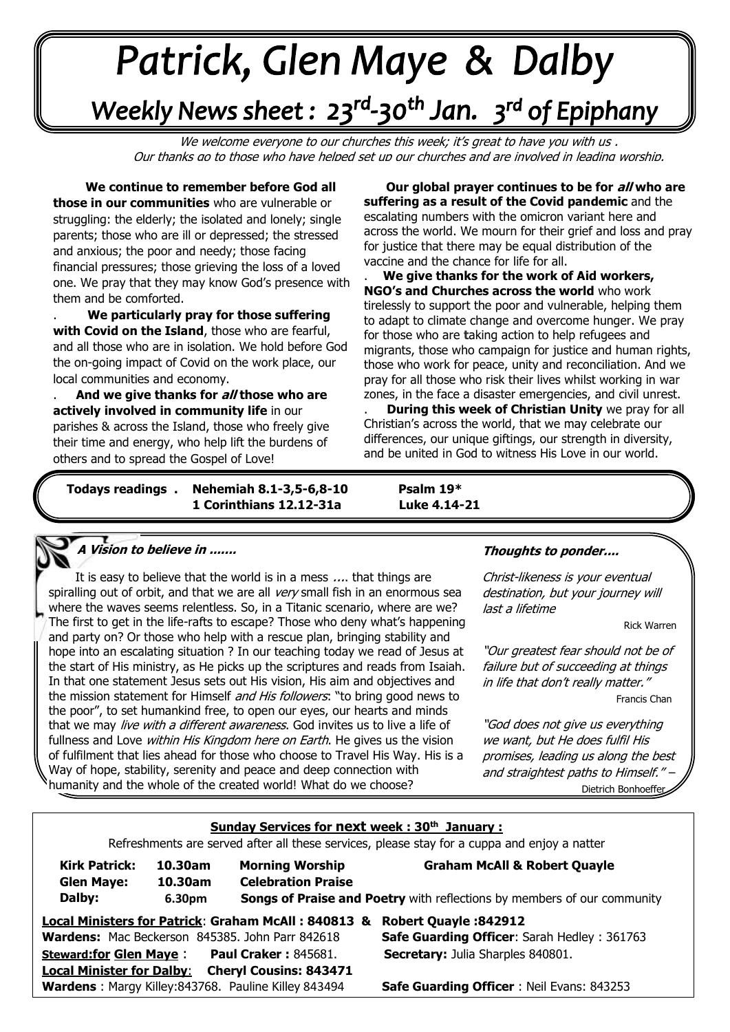# Patrick, Glen Maye & Dalby

## Weekly News sheet : 23rd-30th Jan. 3rd of Epiphany

*We welcome everyone to our churches this week; it's great to have you with us . Our thanks go to those who have helped set up our churches and are involved in leading worship.*

**We continue to remember before God all those in our communities** who are vulnerable or struggling: the elderly; the isolated and lonely; single parents; those who are ill or depressed; the stressed and anxious; the poor and needy; those facing financial pressures; those grieving the loss of a loved one. We pray that they may know God's presence with them and be comforted.

. **We particularly pray for those suffering with Covid on the Island**, those who are fearful, and all those who are in isolation. We hold before God the on-going impact of Covid on the work place, our local communities and economy.

. **And we give thanks for *all* those who are actively involved in community life** in our parishes & across the Island, those who freely give their time and energy, who help lift the burdens of others and to spread the Gospel of Love!

**Our global prayer continues to be for *all* who are suffering as a result of the Covid pandemic** and the escalating numbers with the omicron variant here and across the world. We mourn for their grief and loss and pray for justice that there may be equal distribution of the vaccine and the chance for life for all.

. **We give thanks for the work of Aid workers, NGO's and Churches across the world** who work tirelessly to support the poor and vulnerable, helping them to adapt to climate change and overcome hunger. We pray for those who are taking action to help refugees and migrants, those who campaign for justice and human rights, those who work for peace, unity and reconciliation. And we pray for all those who risk their lives whilst working in war zones, in the face a disaster emergencies, and civil unrest.

. **During this week of Christian Unity** we pray for all Christian's across the world, that we may celebrate our differences, our unique giftings, our strength in diversity, and be united in God to witness His Love in our world.

**Todays readings .** **Nehemiah 8.1-3,5-6,8-10** **Psalm 19*** 
**1 Corinthians 12.12-31a** **Luke 4.14-21**

### *A Vision to believe in .......*

It is easy to believe that the world is in a mess .... that things are spiralling out of orbit, and that we are all *very* small fish in an enormous sea where the waves seems relentless. So, in a Titanic scenario, where are we? The first to get in the life-rafts to escape? Those who deny what's happening and party on? Or those who help with a rescue plan, bringing stability and hope into an escalating situation ? In our teaching today we read of Jesus at the start of His ministry, as He picks up the scriptures and reads from Isaiah. In that one statement Jesus sets out His vision, His aim and objectives and the mission statement for Himself *and His followers*: "to bring good news to the poor", to set humankind free, to open our eyes, our hearts and minds that we may *live with a different awareness*. God invites us to live a life of fullness and Love *within His Kingdom here on Earth*. He gives us the vision of fulfilment that lies ahead for those who choose to Travel His Way. His is a Way of hope, stability, serenity and peace and deep connection with humanity and the whole of the created world! What do we choose?

### *Thoughts to ponder....*

*Christ-likeness is your eventual destination, but your journey will last a lifetime*

Rick Warren

*"Our greatest fear should not be of failure but of succeeding at things in life that don't really matter."*

Francis Chan

*"God does not give us everything we want, but He does fulfil His promises, leading us along the best and straightest paths to Himself." –*

Dietrich Bonhoeffer

### Sunday Services for next week : 30th January :

Refreshments are served after all these services, please stay for a cuppa and enjoy a natter

| | | | |
|---|---|---|---|
| **Kirk Patrick:** | **10.30am** | **Morning Worship** | **Graham McAll & Robert Quayle** |
| **Glen Maye:** | **10.30am** | **Celebration Praise** | |
| **Dalby:** | **6.30pm** | **Songs of Praise and Poetry** with reflections by members of our community | |

**Local Ministers for Patrick**: **Graham McAll : 840813 & Robert Quayle :842912**

**Wardens:** Mac Beckerson 845385. John Parr 842618 **Safe Guarding Officer**: Sarah Hedley : 361763

**Steward:for Glen Maye** : **Paul Craker :** 845681. **Secretary:** Julia Sharples 840801.

**Local Minister for Dalby**: **Cheryl Cousins: 843471**

**Wardens** : Margy Killey:843768. Pauline Killey 843494 **Safe Guarding Officer** : Neil Evans: 843253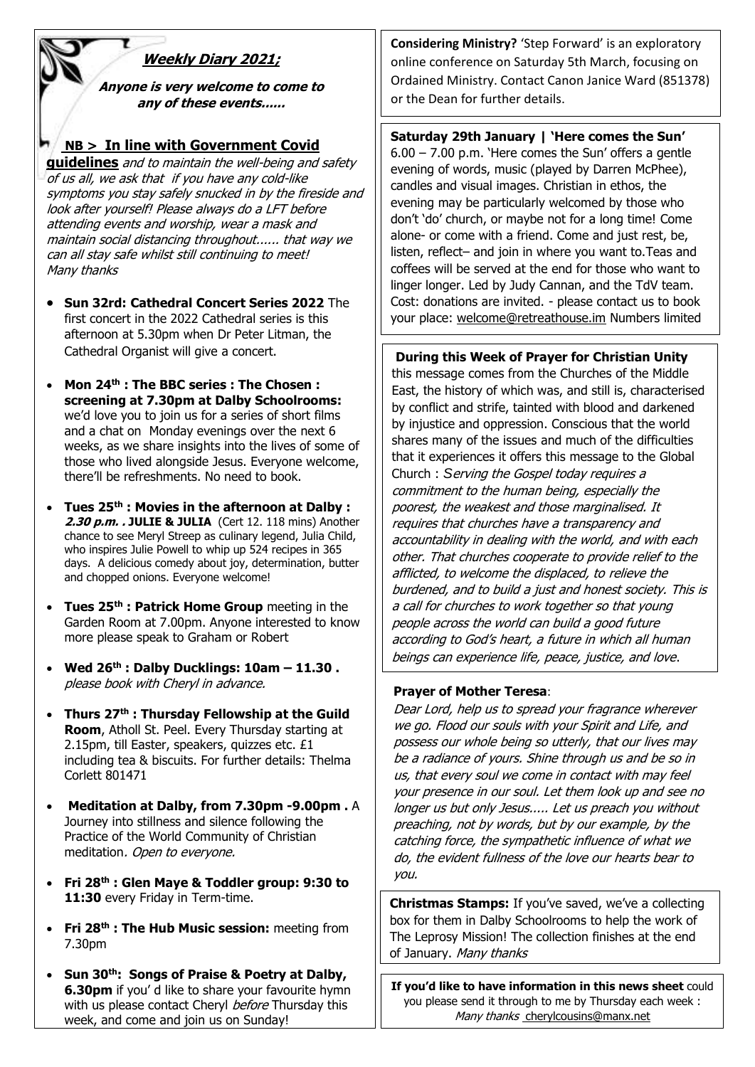## ***Weekly Diary 2021;***

***Anyone is very welcome to come to any of these events......***

**NB > In line with Government Covid guidelines** *and to maintain the well-being and safety of us all, we ask that if you have any cold-like symptoms you stay safely snucked in by the fireside and look after yourself! Please always do a LFT before attending events and worship, wear a mask and maintain social distancing throughout...... that way we can all stay safe whilst still continuing to meet! Many thanks*

- **Sun 32rd: Cathedral Concert Series 2022** The first concert in the 2022 Cathedral series is this afternoon at 5.30pm when Dr Peter Litman, the Cathedral Organist will give a concert.
- **Mon 24th : The BBC series : The Chosen : screening at 7.30pm at Dalby Schoolrooms:** we'd love you to join us for a series of short films and a chat on Monday evenings over the next 6 weeks, as we share insights into the lives of some of those who lived alongside Jesus. Everyone welcome, there'll be refreshments. No need to book.
- **Tues 25th : Movies in the afternoon at Dalby : *2.30 p.m. .* JULIE & JULIA** (Cert 12. 118 mins) Another chance to see Meryl Streep as culinary legend, Julia Child, who inspires Julie Powell to whip up 524 recipes in 365 days. A delicious comedy about joy, determination, butter and chopped onions. Everyone welcome!
- **Tues 25th : Patrick Home Group** meeting in the Garden Room at 7.00pm. Anyone interested to know more please speak to Graham or Robert
- **Wed 26th : Dalby Ducklings: 10am – 11.30 .** *please book with Cheryl in advance.*
- **Thurs 27th : Thursday Fellowship at the Guild Room**, Atholl St. Peel. Every Thursday starting at 2.15pm, till Easter, speakers, quizzes etc. £1 including tea & biscuits. For further details: Thelma Corlett 801471
- **Meditation at Dalby, from 7.30pm -9.00pm .** A Journey into stillness and silence following the Practice of the World Community of Christian meditation. *Open to everyone.*
- **Fri 28th : Glen Maye & Toddler group: 9:30 to 11:30** every Friday in Term-time.
- **Fri 28th : The Hub Music session:** meeting from 7.30pm
- **Sun 30th: Songs of Praise & Poetry at Dalby, 6.30pm** if you' d like to share your favourite hymn with us please contact Cheryl *before* Thursday this week, and come and join us on Sunday!

**Considering Ministry?** 'Step Forward' is an exploratory online conference on Saturday 5th March, focusing on Ordained Ministry. Contact Canon Janice Ward (851378) or the Dean for further details.

**Saturday 29th January | 'Here comes the Sun'**
6.00 – 7.00 p.m. 'Here comes the Sun' offers a gentle evening of words, music (played by Darren McPhee), candles and visual images. Christian in ethos, the evening may be particularly welcomed by those who don't 'do' church, or maybe not for a long time! Come alone- or come with a friend. Come and just rest, be, listen, reflect– and join in where you want to.Teas and coffees will be served at the end for those who want to linger longer. Led by Judy Cannan, and the TdV team. Cost: donations are invited. - please contact us to book your place: welcome@retreathouse.im Numbers limited

**During this Week of Prayer for Christian Unity** this message comes from the Churches of the Middle East, the history of which was, and still is, characterised by conflict and strife, tainted with blood and darkened by injustice and oppression. Conscious that the world shares many of the issues and much of the difficulties that it experiences it offers this message to the Global Church : *Serving the Gospel today requires a commitment to the human being, especially the poorest, the weakest and those marginalised. It requires that churches have a transparency and accountability in dealing with the world, and with each other. That churches cooperate to provide relief to the afflicted, to welcome the displaced, to relieve the burdened, and to build a just and honest society. This is a call for churches to work together so that young people across the world can build a good future according to God's heart, a future in which all human beings can experience life, peace, justice, and love.*

**Prayer of Mother Teresa**:

*Dear Lord, help us to spread your fragrance wherever we go. Flood our souls with your Spirit and Life, and possess our whole being so utterly, that our lives may be a radiance of yours. Shine through us and be so in us, that every soul we come in contact with may feel your presence in our soul. Let them look up and see no longer us but only Jesus..... Let us preach you without preaching, not by words, but by our example, by the catching force, the sympathetic influence of what we do, the evident fullness of the love our hearts bear to you.*

**Christmas Stamps:** If you've saved, we've a collecting box for them in Dalby Schoolrooms to help the work of The Leprosy Mission! The collection finishes at the end of January. *Many thanks*

**If you'd like to have information in this news sheet** could you please send it through to me by Thursday each week : *Many thanks* cherylcousins@manx.net